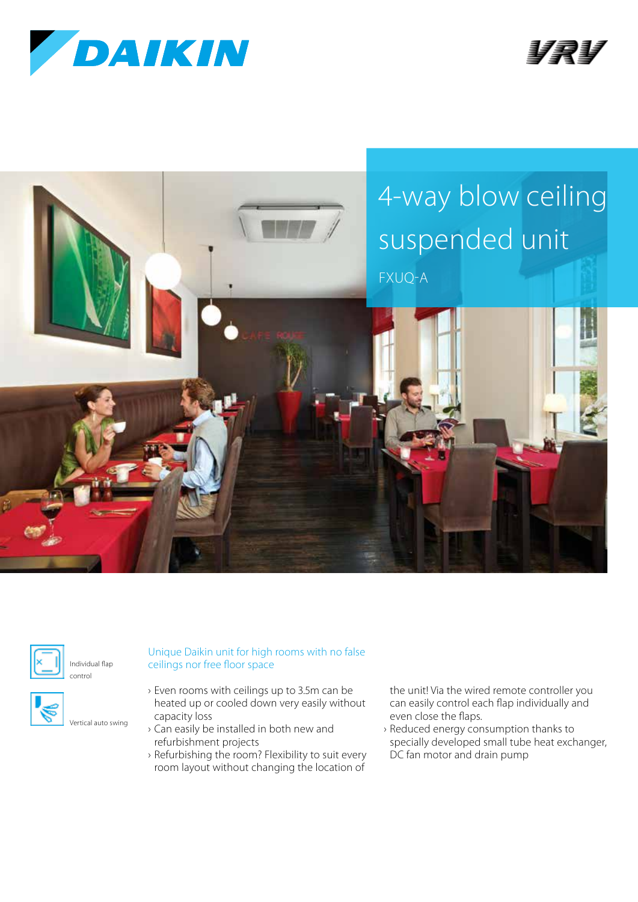DAIKIN

VRV

# 4-way blow ceiling suspended unit

FXUQ-A

Individual flap control

Vertical auto swing

## Unique Daikin unit for high rooms with no false ceilings nor free floor space

- Even rooms with ceilings up to 3.5m can be heated up or cooled down very easily without capacity loss
- Can easily be installed in both new and refurbishment projects
- Refurbishing the room? Flexibility to suit every room layout without changing the location of the unit! Via the wired remote controller you can easily control each flap individually and even close the flaps.
- Reduced energy consumption thanks to specially developed small tube heat exchanger, DC fan motor and drain pump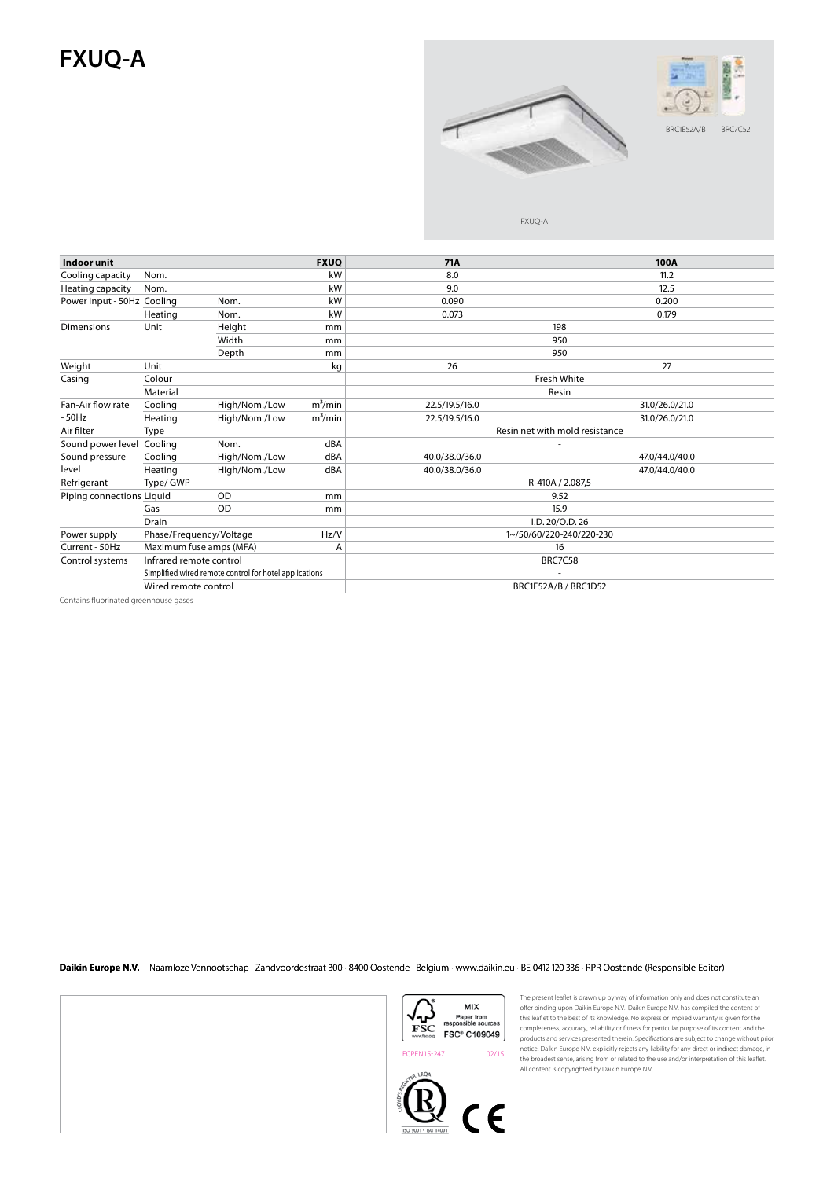# FXUQ-A

BRC1E52A/B BRC7C52

FXUQ-A

| Indoor unit | | | FXUQ | 71A | 100A |
|---|---|---|---|---|---|
| Cooling capacity | Nom. | | kW | 8.0 | 11.2 |
| Heating capacity | Nom. | | kW | 9.0 | 12.5 |
| Power input - 50Hz | Cooling | Nom. | kW | 0.090 | 0.200 |
| | Heating | Nom. | kW | 0.073 | 0.179 |
| Dimensions | Unit | Height | mm | 198 | |
| | | Width | mm | 950 | |
| | | Depth | mm | 950 | |
| Weight | Unit | | kg | 26 | 27 |
| Casing | Colour | | | Fresh White | |
| | Material | | | Resin | |
| Fan-Air flow rate - 50Hz | Cooling | High/Nom./Low | $m^3$/min | 22.5/19.5/16.0 | 31.0/26.0/21.0 |
| | Heating | High/Nom./Low | $m^3$/min | 22.5/19.5/16.0 | 31.0/26.0/21.0 |
| Air filter | Type | | | Resin net with mold resistance | |
| Sound power level | Cooling | Nom. | dBA | - | |
| Sound pressure level | Cooling | High/Nom./Low | dBA | 40.0/38.0/36.0 | 47.0/44.0/40.0 |
| | Heating | High/Nom./Low | dBA | 40.0/38.0/36.0 | 47.0/44.0/40.0 |
| Refrigerant | Type/ GWP | | | R-410A / 2.087,5 | |
| Piping connections | Liquid | OD | mm | 9.52 | |
| | Gas | OD | mm | 15.9 | |
| | Drain | | | I.D. 20/O.D. 26 | |
| Power supply | Phase/Frequency/Voltage | | Hz/V | 1~/50/60/220-240/220-230 | |
| Current - 50Hz | Maximum fuse amps (MFA) | | A | 16 | |
| Control systems | Infrared remote control | | | BRC7C58 | |
| | Simplified wired remote control for hotel applications | | | - | |
| | Wired remote control | | | BRC1E52A/B / BRC1D52 | |

Contains fluorinated greenhouse gases

**Daikin Europe N.V.** Naamloze Vennootschap · Zandvoordestraat 300 · 8400 Oostende · Belgium · www.daikin.eu · BE 0412 120 336 · RPR Oostende (Responsible Editor)

MIX Paper from responsible sources FSC® C109049

ECPEN15-247 02/15

The present leaflet is drawn up by way of information only and does not constitute an offer binding upon Daikin Europe N.V.. Daikin Europe N.V. has compiled the content of this leaflet to the best of its knowledge. No express or implied warranty is given for the completeness, accuracy, reliability or fitness for particular purpose of its content and the products and services presented therein. Specifications are subject to change without prior notice. Daikin Europe N.V. explicitly rejects any liability for any direct or indirect damage, in the broadest sense, arising from or related to the use and/or interpretation of this leaflet. All content is copyrighted by Daikin Europe N.V.